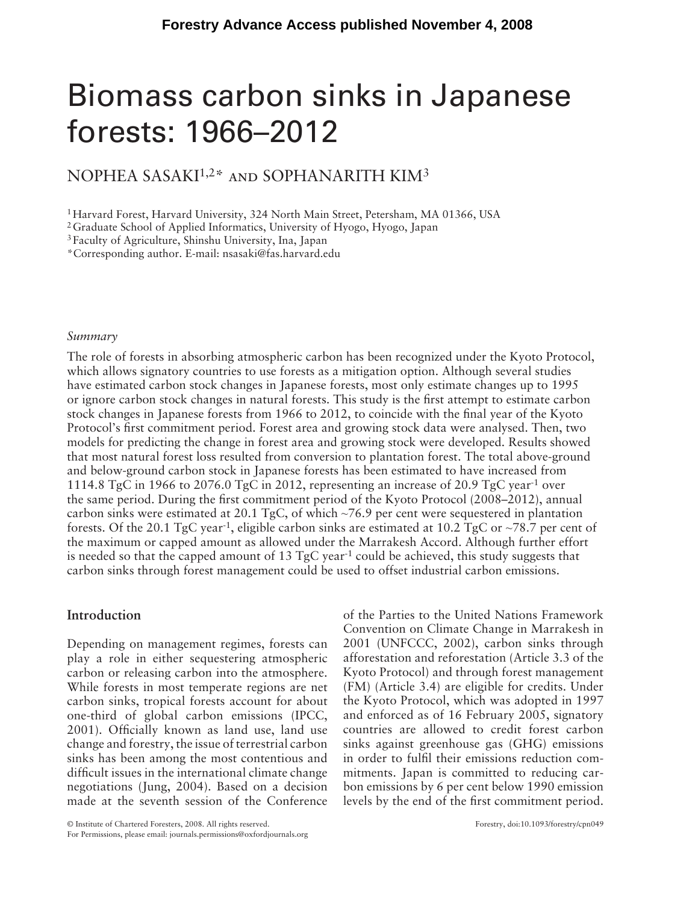Forestry Advance Access published November 4, 2008

# Biomass carbon sinks in Japanese forests: 1966–2012

NOPHEA SASAKI[1,2]* AND SOPHANARITH KIM[3]

[1] Harvard Forest, Harvard University, 324 North Main Street, Petersham, MA 01366, USA
[2] Graduate School of Applied Informatics, University of Hyogo, Hyogo, Japan
[3] Faculty of Agriculture, Shinshu University, Ina, Japan
*Corresponding author. E-mail: nsasaki@fas.harvard.edu

*Summary*

The role of forests in absorbing atmospheric carbon has been recognized under the Kyoto Protocol, which allows signatory countries to use forests as a mitigation option. Although several studies have estimated carbon stock changes in Japanese forests, most only estimate changes up to 1995 or ignore carbon stock changes in natural forests. This study is the first attempt to estimate carbon stock changes in Japanese forests from 1966 to 2012, to coincide with the final year of the Kyoto Protocol's first commitment period. Forest area and growing stock data were analysed. Then, two models for predicting the change in forest area and growing stock were developed. Results showed that most natural forest loss resulted from conversion to plantation forest. The total above-ground and below-ground carbon stock in Japanese forests has been estimated to have increased from 1114.8 TgC in 1966 to 2076.0 TgC in 2012, representing an increase of 20.9 TgC year$^{-1}$ over the same period. During the first commitment period of the Kyoto Protocol (2008–2012), annual carbon sinks were estimated at 20.1 TgC, of which ~76.9 per cent were sequestered in plantation forests. Of the 20.1 TgC year$^{-1}$, eligible carbon sinks are estimated at 10.2 TgC or ~78.7 per cent of the maximum or capped amount as allowed under the Marrakesh Accord. Although further effort is needed so that the capped amount of 13 TgC year$^{-1}$ could be achieved, this study suggests that carbon sinks through forest management could be used to offset industrial carbon emissions.

## Introduction

Depending on management regimes, forests can play a role in either sequestering atmospheric carbon or releasing carbon into the atmosphere. While forests in most temperate regions are net carbon sinks, tropical forests account for about one-third of global carbon emissions (IPCC, 2001). Officially known as land use, land use change and forestry, the issue of terrestrial carbon sinks has been among the most contentious and difficult issues in the international climate change negotiations (Jung, 2004). Based on a decision made at the seventh session of the Conference of the Parties to the United Nations Framework Convention on Climate Change in Marrakesh in 2001 (UNFCCC, 2002), carbon sinks through afforestation and reforestation (Article 3.3 of the Kyoto Protocol) and through forest management (FM) (Article 3.4) are eligible for credits. Under the Kyoto Protocol, which was adopted in 1997 and enforced as of 16 February 2005, signatory countries are allowed to credit forest carbon sinks against greenhouse gas (GHG) emissions in order to fulfil their emissions reduction commitments. Japan is committed to reducing carbon emissions by 6 per cent below 1990 emission levels by the end of the first commitment period.

© Institute of Chartered Foresters, 2008. All rights reserved.
For Permissions, please email: journals.permissions@oxfordjournals.org

Forestry, doi:10.1093/forestry/cpn049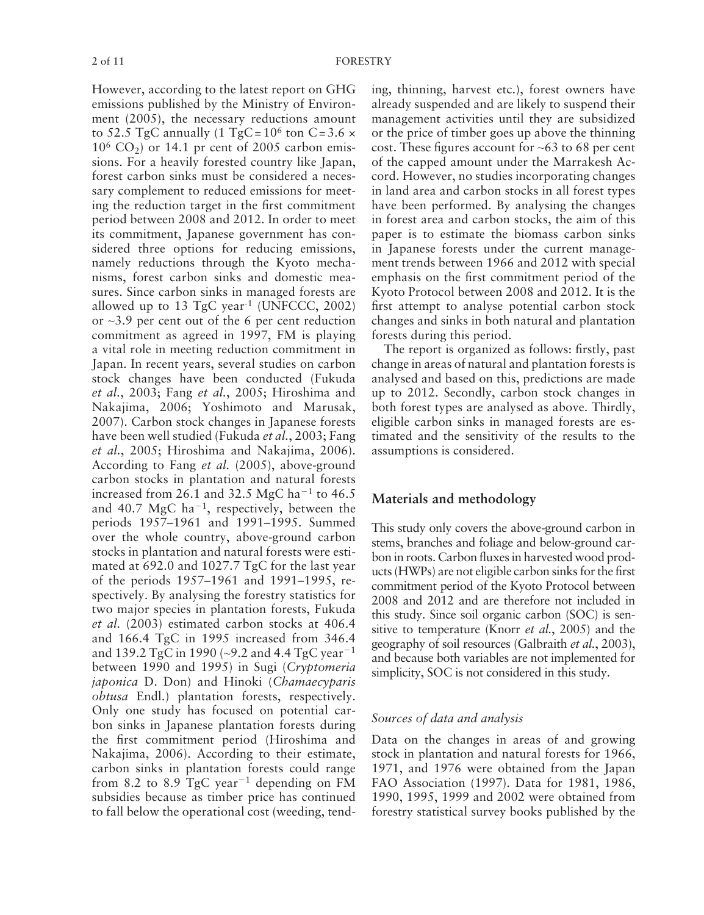However, according to the latest report on GHG emissions published by the Ministry of Environment (2005), the necessary reductions amount to 52.5 TgC annually (1 TgC = $10^6$ ton C = 3.6 × $10^6$ $CO_2$) or 14.1 pr cent of 2005 carbon emissions. For a heavily forested country like Japan, forest carbon sinks must be considered a necessary complement to reduced emissions for meeting the reduction target in the first commitment period between 2008 and 2012. In order to meet its commitment, Japanese government has considered three options for reducing emissions, namely reductions through the Kyoto mechanisms, forest carbon sinks and domestic measures. Since carbon sinks in managed forests are allowed up to 13 TgC year$^{-1}$ (UNFCCC, 2002) or ~3.9 per cent out of the 6 per cent reduction commitment as agreed in 1997, FM is playing a vital role in meeting reduction commitment in Japan. In recent years, several studies on carbon stock changes have been conducted (Fukuda *et al.*, 2003; Fang *et al.*, 2005; Hiroshima and Nakajima, 2006; Yoshimoto and Marusak, 2007). Carbon stock changes in Japanese forests have been well studied (Fukuda *et al.*, 2003; Fang *et al.*, 2005; Hiroshima and Nakajima, 2006). According to Fang *et al.* (2005), above-ground carbon stocks in plantation and natural forests increased from 26.1 and 32.5 MgC ha$^{-1}$ to 46.5 and 40.7 MgC ha$^{-1}$, respectively, between the periods 1957–1961 and 1991–1995. Summed over the whole country, above-ground carbon stocks in plantation and natural forests were estimated at 692.0 and 1027.7 TgC for the last year of the periods 1957–1961 and 1991–1995, respectively. By analysing the forestry statistics for two major species in plantation forests, Fukuda *et al.* (2003) estimated carbon stocks at 406.4 and 166.4 TgC in 1995 increased from 346.4 and 139.2 TgC in 1990 (~9.2 and 4.4 TgC year$^{-1}$ between 1990 and 1995) in Sugi (*Cryptomeria japonica* D. Don) and Hinoki (*Chamaecyparis obtusa* Endl.) plantation forests, respectively. Only one study has focused on potential carbon sinks in Japanese plantation forests during the first commitment period (Hiroshima and Nakajima, 2006). According to their estimate, carbon sinks in plantation forests could range from 8.2 to 8.9 TgC year$^{-1}$ depending on FM subsidies because as timber price has continued to fall below the operational cost (weeding, tending, thinning, harvest etc.), forest owners have already suspended and are likely to suspend their management activities until they are subsidized or the price of timber goes up above the thinning cost. These figures account for ~63 to 68 per cent of the capped amount under the Marrakesh Accord. However, no studies incorporating changes in land area and carbon stocks in all forest types have been performed. By analysing the changes in forest area and carbon stocks, the aim of this paper is to estimate the biomass carbon sinks in Japanese forests under the current management trends between 1966 and 2012 with special emphasis on the first commitment period of the Kyoto Protocol between 2008 and 2012. It is the first attempt to analyse potential carbon stock changes and sinks in both natural and plantation forests during this period.

The report is organized as follows: firstly, past change in areas of natural and plantation forests is analysed and based on this, predictions are made up to 2012. Secondly, carbon stock changes in both forest types are analysed as above. Thirdly, eligible carbon sinks in managed forests are estimated and the sensitivity of the results to the assumptions is considered.

## Materials and methodology

This study only covers the above-ground carbon in stems, branches and foliage and below-ground carbon in roots. Carbon fluxes in harvested wood products (HWPs) are not eligible carbon sinks for the first commitment period of the Kyoto Protocol between 2008 and 2012 and are therefore not included in this study. Since soil organic carbon (SOC) is sensitive to temperature (Knorr *et al.*, 2005) and the geography of soil resources (Galbraith *et al.*, 2003), and because both variables are not implemented for simplicity, SOC is not considered in this study.

### *Sources of data and analysis*

Data on the changes in areas of and growing stock in plantation and natural forests for 1966, 1971, and 1976 were obtained from the Japan FAO Association (1997). Data for 1981, 1986, 1990, 1995, 1999 and 2002 were obtained from forestry statistical survey books published by the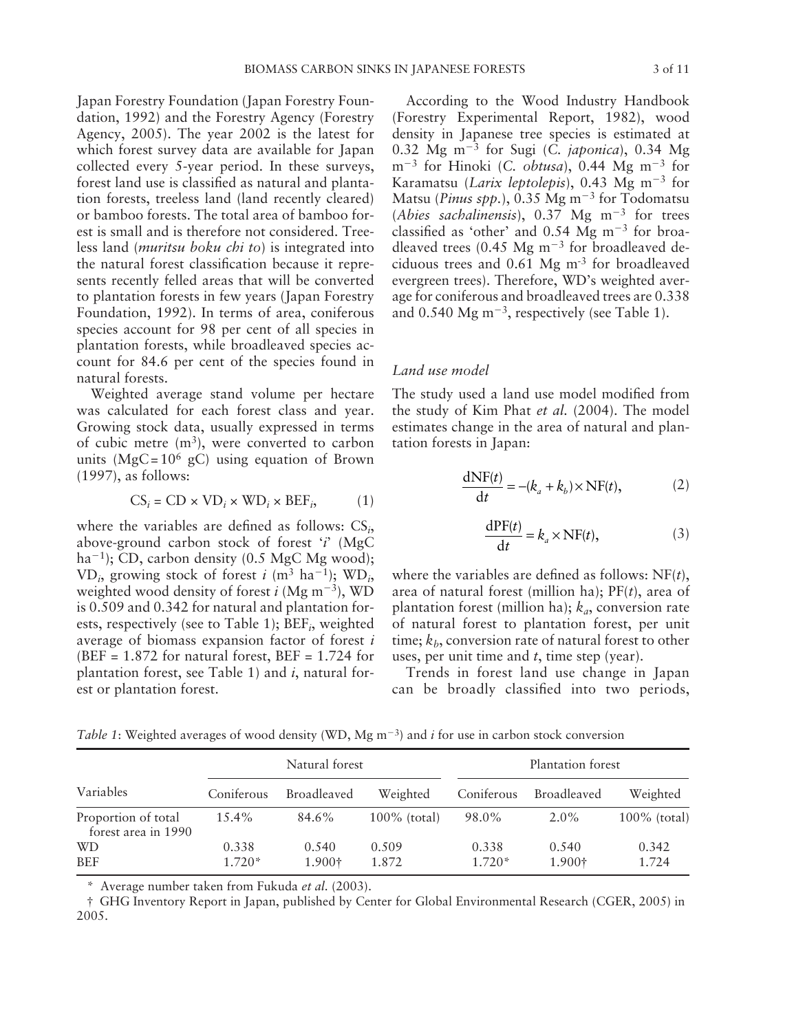Japan Forestry Foundation (Japan Forestry Foundation, 1992) and the Forestry Agency (Forestry Agency, 2005). The year 2002 is the latest for which forest survey data are available for Japan collected every 5-year period. In these surveys, forest land use is classified as natural and plantation forests, treeless land (land recently cleared) or bamboo forests. The total area of bamboo forest is small and is therefore not considered. Treeless land (*muritsu boku chi to*) is integrated into the natural forest classification because it represents recently felled areas that will be converted to plantation forests in few years (Japan Forestry Foundation, 1992). In terms of area, coniferous species account for 98 per cent of all species in plantation forests, while broadleaved species account for 84.6 per cent of the species found in natural forests.

Weighted average stand volume per hectare was calculated for each forest class and year. Growing stock data, usually expressed in terms of cubic metre ($m^3$), were converted to carbon units ($MgC = 10^6$ gC) using equation of Brown (1997), as follows:

$$CS_i = CD \times VD_i \times WD_i \times BEF_i, \tag{1}$$

where the variables are defined as follows: $CS_i$, above-ground carbon stock of forest '*i*' (MgC $ha^{-1}$); CD, carbon density (0.5 MgC Mg wood); $VD_i$, growing stock of forest *i* ($m^3$ $ha^{-1}$); $WD_i$, weighted wood density of forest *i* (Mg $m^{-3}$), WD is 0.509 and 0.342 for natural and plantation forests, respectively (see to Table 1); $BEF_i$, weighted average of biomass expansion factor of forest *i* (BEF = 1.872 for natural forest, BEF = 1.724 for plantation forest, see Table 1) and *i*, natural forest or plantation forest.

According to the Wood Industry Handbook (Forestry Experimental Report, 1982), wood density in Japanese tree species is estimated at 0.32 Mg $m^{-3}$ for Sugi (*C. japonica*), 0.34 Mg $m^{-3}$ for Hinoki (*C. obtusa*), 0.44 Mg $m^{-3}$ for Karamatsu (*Larix leptolepis*), 0.43 Mg $m^{-3}$ for Matsu (*Pinus spp.*), 0.35 Mg $m^{-3}$ for Todomatsu (*Abies sachalinensis*), 0.37 Mg $m^{-3}$ for trees classified as 'other' and 0.54 Mg $m^{-3}$ for broadleaved trees (0.45 Mg $m^{-3}$ for broadleaved deciduous trees and 0.61 Mg $m^{-3}$ for broadleaved evergreen trees). Therefore, WD's weighted average for coniferous and broadleaved trees are 0.338 and 0.540 Mg $m^{-3}$, respectively (see Table 1).

### *Land use model*

The study used a land use model modified from the study of Kim Phat *et al.* (2004). The model estimates change in the area of natural and plantation forests in Japan:

$$\frac{dNF(t)}{dt} = -(k_a + k_b) \times NF(t), \tag{2}$$

$$\frac{dPF(t)}{dt} = k_a \times NF(t), \tag{3}$$

where the variables are defined as follows: NF(*t*), area of natural forest (million ha); PF(*t*), area of plantation forest (million ha); $k_a$, conversion rate of natural forest to plantation forest, per unit time; $k_b$, conversion rate of natural forest to other uses, per unit time and *t*, time step (year).

Trends in forest land use change in Japan can be broadly classified into two periods,

*Table 1*: Weighted averages of wood density (WD, Mg $m^{-3}$) and *i* for use in carbon stock conversion

| Variables | Natural forest | | | Plantation forest | | |
|---|---|---|---|---|---|---|
| | Coniferous | Broadleaved | Weighted | Coniferous | Broadleaved | Weighted |
| Proportion of total forest area in 1990 | 15.4% | 84.6% | 100% (total) | 98.0% | 2.0% | 100% (total) |
| WD | 0.338 | 0.540 | 0.509 | 0.338 | 0.540 | 0.342 |
| BEF | 1.720* | 1.900† | 1.872 | 1.720* | 1.900† | 1.724 |

\* Average number taken from Fukuda *et al.* (2003).

† GHG Inventory Report in Japan, published by Center for Global Environmental Research (CGER, 2005) in 2005.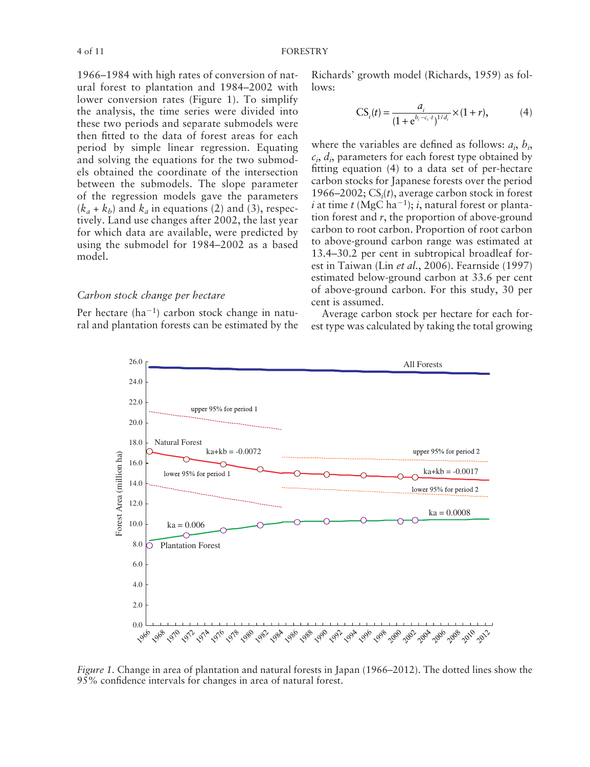1966–1984 with high rates of conversion of natural forest to plantation and 1984–2002 with lower conversion rates (Figure 1). To simplify the analysis, the time series were divided into these two periods and separate submodels were then fitted to the data of forest areas for each period by simple linear regression. Equating and solving the equations for the two submodels obtained the coordinate of the intersection between the submodels. The slope parameter of the regression models gave the parameters ($k_a + k_b$) and $k_a$ in equations (2) and (3), respectively. Land use changes after 2002, the last year for which data are available, were predicted by using the submodel for 1984–2002 as a based model.

### *Carbon stock change per hectare*

Per hectare ($ha^{-1}$) carbon stock change in natural and plantation forests can be estimated by the Richards' growth model (Richards, 1959) as follows:

$$CS_i(t) = \frac{a_i}{(1 + e^{b_i - c_i \cdot t})^{1/d_i}} \times (1 + r), \qquad (4)$$

where the variables are defined as follows: $a_i$, $b_i$, $c_i$, $d_i$, parameters for each forest type obtained by fitting equation (4) to a data set of per-hectare carbon stocks for Japanese forests over the period 1966–2002; $CS_i(t)$, average carbon stock in forest $i$ at time $t$ (MgC $ha^{-1}$); $i$, natural forest or plantation forest and $r$, the proportion of above-ground carbon to root carbon. Proportion of root carbon to above-ground carbon range was estimated at 13.4–30.2 per cent in subtropical broadleaf forest in Taiwan (Lin *et al.*, 2006). Fearnside (1997) estimated below-ground carbon at 33.6 per cent of above-ground carbon. For this study, 30 per cent is assumed.

Average carbon stock per hectare for each forest type was calculated by taking the total growing

*Figure 1*. Change in area of plantation and natural forests in Japan (1966–2012). The dotted lines show the 95% confidence intervals for changes in area of natural forest.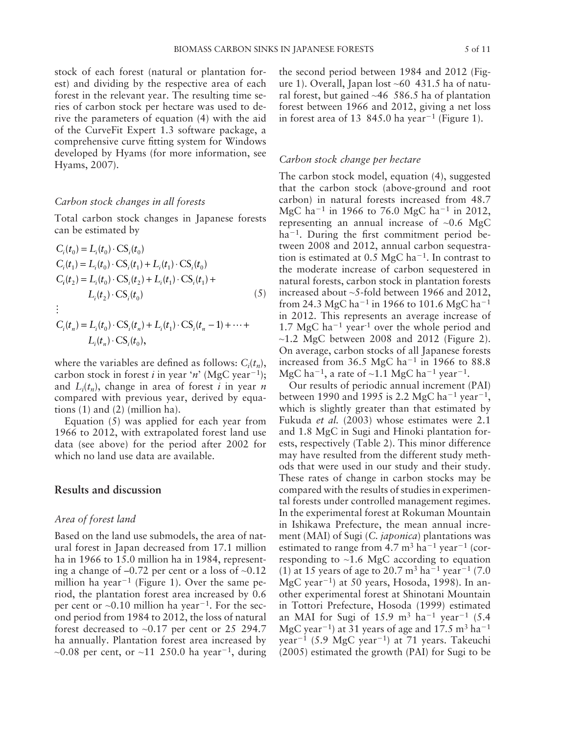stock of each forest (natural or plantation forest) and dividing by the respective area of each forest in the relevant year. The resulting time series of carbon stock per hectare was used to derive the parameters of equation (4) with the aid of the CurveFit Expert 1.3 software package, a comprehensive curve fitting system for Windows developed by Hyams (for more information, see Hyams, 2007).

### *Carbon stock changes in all forests*

Total carbon stock changes in Japanese forests can be estimated by

$$
\begin{aligned}
C_i(t_0) &= L_i(t_0) \cdot \mathrm{CS}_i(t_0) \\
C_i(t_1) &= L_i(t_0) \cdot \mathrm{CS}_i(t_1) + L_i(t_1) \cdot \mathrm{CS}_i(t_0) \\
C_i(t_2) &= L_i(t_0) \cdot \mathrm{CS}_i(t_2) + L_i(t_1) \cdot \mathrm{CS}_i(t_1) + \\
&\quad L_i(t_2) \cdot \mathrm{CS}_i(t_0) \qquad (5) \\
&\vdots \\
C_i(t_n) &= L_i(t_0) \cdot \mathrm{CS}_i(t_n) + L_i(t_1) \cdot \mathrm{CS}_i(t_n - 1) + \cdots + \\
&\quad L_i(t_n) \cdot \mathrm{CS}_i(t_0),
\end{aligned}
$$

where the variables are defined as follows: $C_i(t_n)$, carbon stock in forest $i$ in year '$n$' (MgC year$^{-1}$); and $L_i(t_n)$, change in area of forest $i$ in year $n$ compared with previous year, derived by equations (1) and (2) (million ha).

Equation (5) was applied for each year from 1966 to 2012, with extrapolated forest land use data (see above) for the period after 2002 for which no land use data are available.

## Results and discussion

### *Area of forest land*

Based on the land use submodels, the area of natural forest in Japan decreased from 17.1 million ha in 1966 to 15.0 million ha in 1984, representing a change of –0.72 per cent or a loss of ~0.12 million ha year$^{-1}$ (Figure 1). Over the same period, the plantation forest area increased by 0.6 per cent or ~0.10 million ha year$^{-1}$. For the second period from 1984 to 2012, the loss of natural forest decreased to ~0.17 per cent or 25 294.7 ha annually. Plantation forest area increased by ~0.08 per cent, or ~11 250.0 ha year$^{-1}$, during the second period between 1984 and 2012 (Figure 1). Overall, Japan lost ~60 431.5 ha of natural forest, but gained ~46 586.5 ha of plantation forest between 1966 and 2012, giving a net loss in forest area of 13 845.0 ha year$^{-1}$ (Figure 1).

### *Carbon stock change per hectare*

The carbon stock model, equation (4), suggested that the carbon stock (above-ground and root carbon) in natural forests increased from 48.7 MgC ha$^{-1}$ in 1966 to 76.0 MgC ha$^{-1}$ in 2012, representing an annual increase of ~0.6 MgC ha$^{-1}$. During the first commitment period between 2008 and 2012, annual carbon sequestration is estimated at 0.5 MgC ha$^{-1}$. In contrast to the moderate increase of carbon sequestered in natural forests, carbon stock in plantation forests increased about ~5-fold between 1966 and 2012, from 24.3 MgC ha$^{-1}$ in 1966 to 101.6 MgC ha$^{-1}$ in 2012. This represents an average increase of 1.7 MgC ha$^{-1}$ year$^{-1}$ over the whole period and ~1.2 MgC between 2008 and 2012 (Figure 2). On average, carbon stocks of all Japanese forests increased from 36.5 MgC ha$^{-1}$ in 1966 to 88.8 MgC ha$^{-1}$, a rate of ~1.1 MgC ha$^{-1}$ year$^{-1}$.

Our results of periodic annual increment (PAI) between 1990 and 1995 is 2.2 MgC ha$^{-1}$ year$^{-1}$, which is slightly greater than that estimated by Fukuda *et al.* (2003) whose estimates were 2.1 and 1.8 MgC in Sugi and Hinoki plantation forests, respectively (Table 2). This minor difference may have resulted from the different study methods that were used in our study and their study. These rates of change in carbon stocks may be compared with the results of studies in experimental forests under controlled management regimes. In the experimental forest at Rokuman Mountain in Ishikawa Prefecture, the mean annual increment (MAI) of Sugi (*C. japonica*) plantations was estimated to range from 4.7 m$^3$ ha$^{-1}$ year$^{-1}$ (corresponding to ~1.6 MgC according to equation (1) at 15 years of age to 20.7 m$^3$ ha$^{-1}$ year$^{-1}$ (7.0 MgC year$^{-1}$) at 50 years, Hosoda, 1998). In another experimental forest at Shinotani Mountain in Tottori Prefecture, Hosoda (1999) estimated an MAI for Sugi of 15.9 m$^3$ ha$^{-1}$ year$^{-1}$ (5.4 MgC year$^{-1}$) at 31 years of age and 17.5 m$^3$ ha$^{-1}$ year$^{-1}$ (5.9 MgC year$^{-1}$) at 71 years. Takeuchi (2005) estimated the growth (PAI) for Sugi to be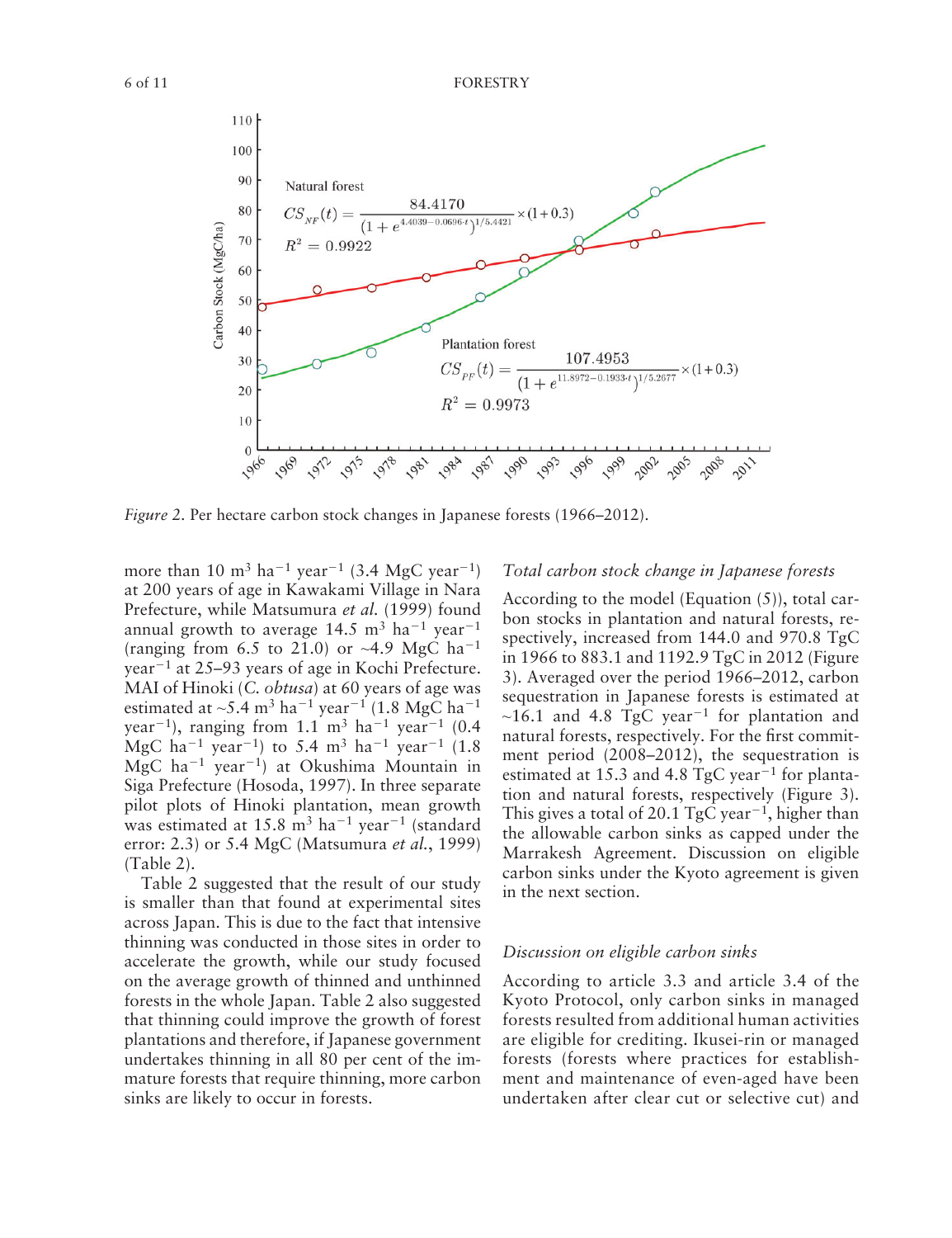Figure 2. Per hectare carbon stock changes in Japanese forests (1966–2012).

more than 10 $m^3$ $ha^{-1}$ $year^{-1}$ (3.4 MgC $year^{-1}$) at 200 years of age in Kawakami Village in Nara Prefecture, while Matsumura *et al.* (1999) found annual growth to average 14.5 $m^3$ $ha^{-1}$ $year^{-1}$ (ranging from 6.5 to 21.0) or ~4.9 MgC $ha^{-1}$ $year^{-1}$ at 25–93 years of age in Kochi Prefecture. MAI of Hinoki (*C. obtusa*) at 60 years of age was estimated at ~5.4 $m^3$ $ha^{-1}$ $year^{-1}$ (1.8 MgC $ha^{-1}$ $year^{-1}$), ranging from 1.1 $m^3$ $ha^{-1}$ $year^{-1}$ (0.4 MgC $ha^{-1}$ $year^{-1}$) to 5.4 $m^3$ $ha^{-1}$ $year^{-1}$ (1.8 MgC $ha^{-1}$ $year^{-1}$) at Okushima Mountain in Siga Prefecture (Hosoda, 1997). In three separate pilot plots of Hinoki plantation, mean growth was estimated at 15.8 $m^3$ $ha^{-1}$ $year^{-1}$ (standard error: 2.3) or 5.4 MgC (Matsumura *et al.*, 1999) (Table 2).

Table 2 suggested that the result of our study is smaller than that found at experimental sites across Japan. This is due to the fact that intensive thinning was conducted in those sites in order to accelerate the growth, while our study focused on the average growth of thinned and unthinned forests in the whole Japan. Table 2 also suggested that thinning could improve the growth of forest plantations and therefore, if Japanese government undertakes thinning in all 80 per cent of the immature forests that require thinning, more carbon sinks are likely to occur in forests.

### *Total carbon stock change in Japanese forests*

According to the model (Equation (5)), total carbon stocks in plantation and natural forests, respectively, increased from 144.0 and 970.8 TgC in 1966 to 883.1 and 1192.9 TgC in 2012 (Figure 3). Averaged over the period 1966–2012, carbon sequestration in Japanese forests is estimated at ~16.1 and 4.8 TgC $year^{-1}$ for plantation and natural forests, respectively. For the first commitment period (2008–2012), the sequestration is estimated at 15.3 and 4.8 TgC $year^{-1}$ for plantation and natural forests, respectively (Figure 3). This gives a total of 20.1 TgC $year^{-1}$, higher than the allowable carbon sinks as capped under the Marrakesh Agreement. Discussion on eligible carbon sinks under the Kyoto agreement is given in the next section.

### *Discussion on eligible carbon sinks*

According to article 3.3 and article 3.4 of the Kyoto Protocol, only carbon sinks in managed forests resulted from additional human activities are eligible for crediting. Ikusei-rin or managed forests (forests where practices for establishment and maintenance of even-aged have been undertaken after clear cut or selective cut) and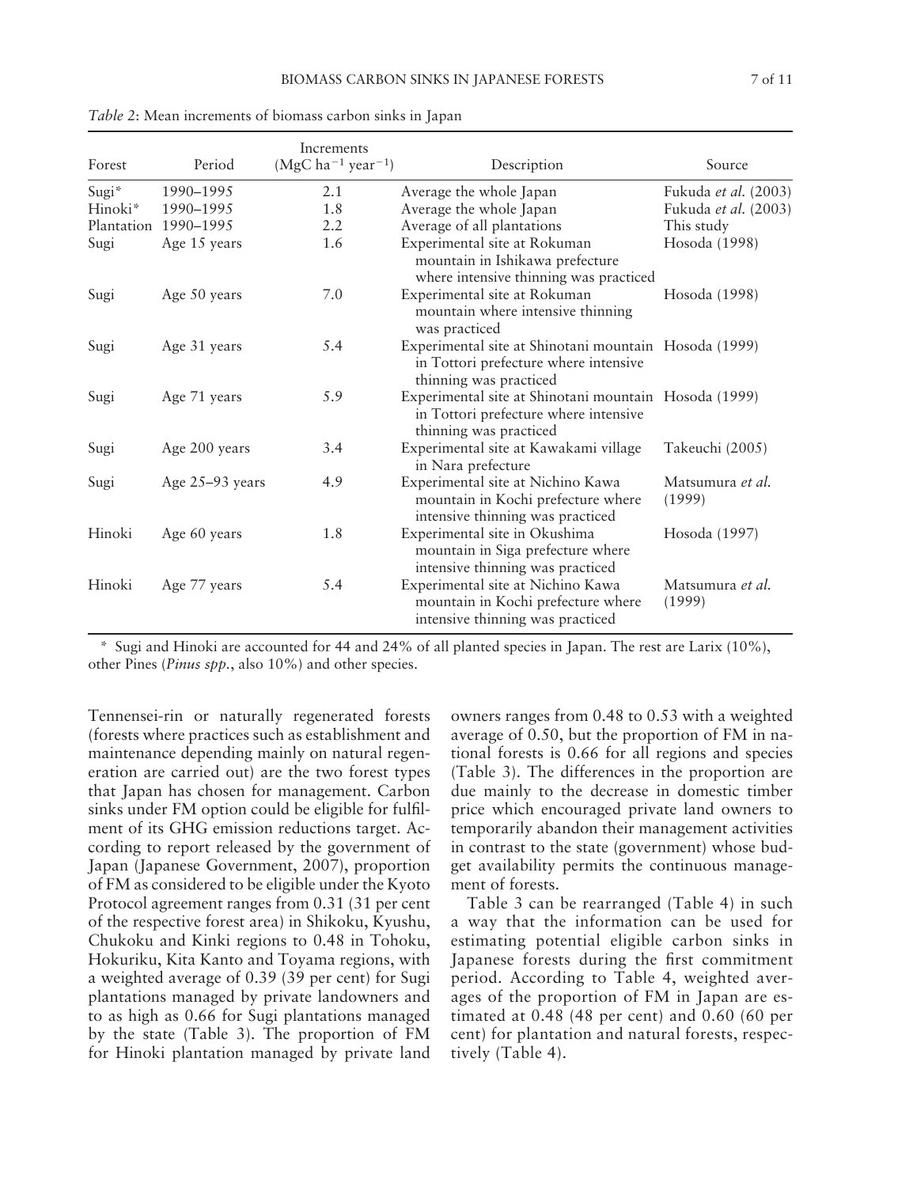*Table 2*: Mean increments of biomass carbon sinks in Japan

| Forest | Period | Increments ($MgC\ ha^{-1}\ year^{-1}$) | Description | Source |
|---|---|---|---|---|
| Sugi* | 1990–1995 | 2.1 | Average the whole Japan | Fukuda *et al.* (2003) |
| Hinoki* | 1990–1995 | 1.8 | Average the whole Japan | Fukuda *et al.* (2003) |
| Plantation | 1990–1995 | 2.2 | Average of all plantations | This study |
| Sugi | Age 15 years | 1.6 | Experimental site at Rokuman mountain in Ishikawa prefecture where intensive thinning was practiced | Hosoda (1998) |
| Sugi | Age 50 years | 7.0 | Experimental site at Rokuman mountain where intensive thinning was practiced | Hosoda (1998) |
| Sugi | Age 31 years | 5.4 | Experimental site at Shinotani mountain in Tottori prefecture where intensive thinning was practiced | Hosoda (1999) |
| Sugi | Age 71 years | 5.9 | Experimental site at Shinotani mountain in Tottori prefecture where intensive thinning was practiced | Hosoda (1999) |
| Sugi | Age 200 years | 3.4 | Experimental site at Kawakami village in Nara prefecture | Takeuchi (2005) |
| Sugi | Age 25–93 years | 4.9 | Experimental site at Nichino Kawa mountain in Kochi prefecture where intensive thinning was practiced | Matsumura *et al.* (1999) |
| Hinoki | Age 60 years | 1.8 | Experimental site in Okushima mountain in Siga prefecture where intensive thinning was practiced | Hosoda (1997) |
| Hinoki | Age 77 years | 5.4 | Experimental site at Nichino Kawa mountain in Kochi prefecture where intensive thinning was practiced | Matsumura *et al.* (1999) |

\* Sugi and Hinoki are accounted for 44 and 24% of all planted species in Japan. The rest are Larix (10%), other Pines (*Pinus spp.*, also 10%) and other species.

Tennensei-rin or naturally regenerated forests (forests where practices such as establishment and maintenance depending mainly on natural regeneration are carried out) are the two forest types that Japan has chosen for management. Carbon sinks under FM option could be eligible for fulfilment of its GHG emission reductions target. According to report released by the government of Japan (Japanese Government, 2007), proportion of FM as considered to be eligible under the Kyoto Protocol agreement ranges from 0.31 (31 per cent of the respective forest area) in Shikoku, Kyushu, Chukoku and Kinki regions to 0.48 in Tohoku, Hokuriku, Kita Kanto and Toyama regions, with a weighted average of 0.39 (39 per cent) for Sugi plantations managed by private landowners and to as high as 0.66 for Sugi plantations managed by the state (Table 3). The proportion of FM for Hinoki plantation managed by private land owners ranges from 0.48 to 0.53 with a weighted average of 0.50, but the proportion of FM in national forests is 0.66 for all regions and species (Table 3). The differences in the proportion are due mainly to the decrease in domestic timber price which encouraged private land owners to temporarily abandon their management activities in contrast to the state (government) whose budget availability permits the continuous management of forests.

Table 3 can be rearranged (Table 4) in such a way that the information can be used for estimating potential eligible carbon sinks in Japanese forests during the first commitment period. According to Table 4, weighted averages of the proportion of FM in Japan are estimated at 0.48 (48 per cent) and 0.60 (60 per cent) for plantation and natural forests, respectively (Table 4).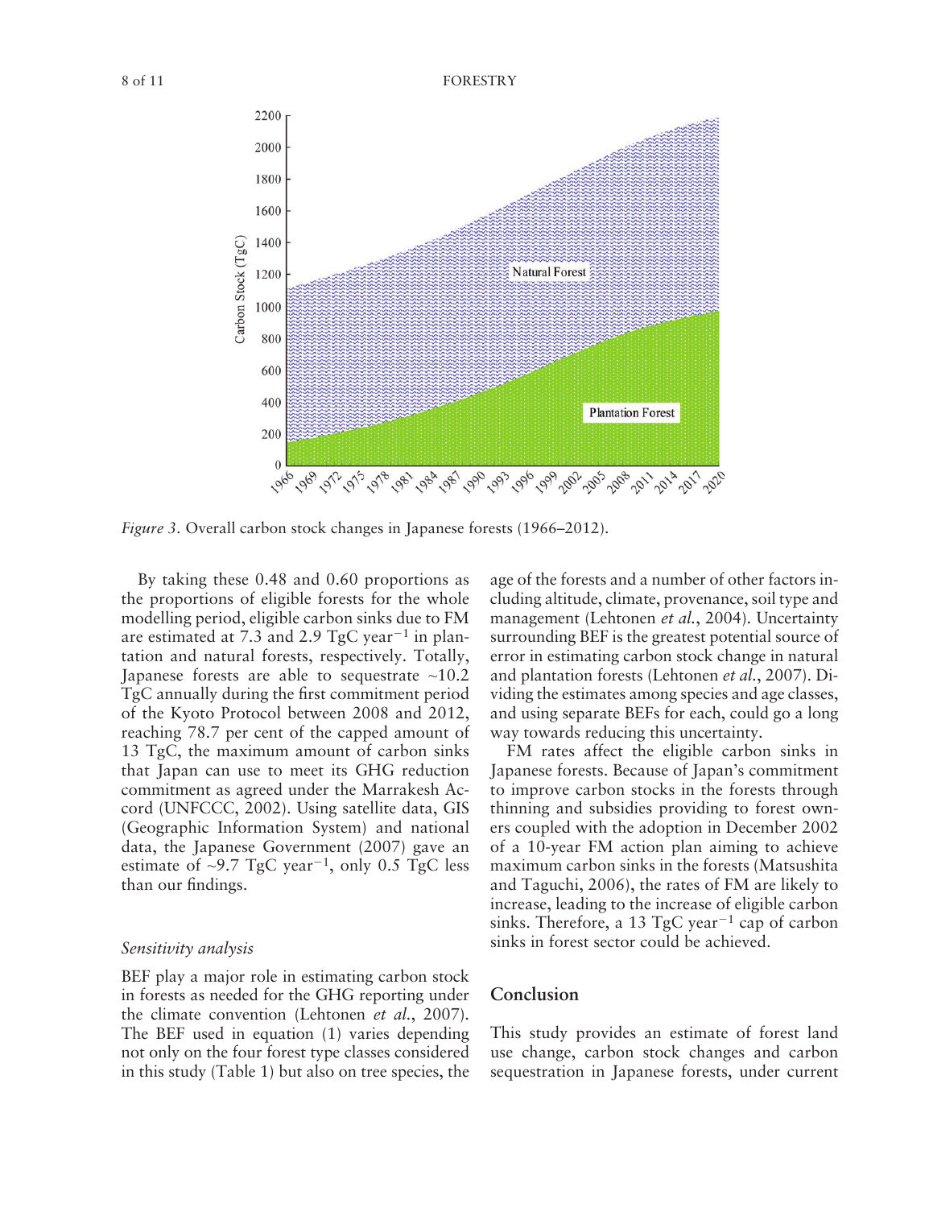*Figure 3.* Overall carbon stock changes in Japanese forests (1966–2012).

By taking these 0.48 and 0.60 proportions as the proportions of eligible forests for the whole modelling period, eligible carbon sinks due to FM are estimated at 7.3 and 2.9 TgC year$^{-1}$ in plantation and natural forests, respectively. Totally, Japanese forests are able to sequestrate ~10.2 TgC annually during the first commitment period of the Kyoto Protocol between 2008 and 2012, reaching 78.7 per cent of the capped amount of 13 TgC, the maximum amount of carbon sinks that Japan can use to meet its GHG reduction commitment as agreed under the Marrakesh Accord (UNFCCC, 2002). Using satellite data, GIS (Geographic Information System) and national data, the Japanese Government (2007) gave an estimate of ~9.7 TgC year$^{-1}$, only 0.5 TgC less than our findings.

### *Sensitivity analysis*

BEF play a major role in estimating carbon stock in forests as needed for the GHG reporting under the climate convention (Lehtonen *et al.*, 2007). The BEF used in equation (1) varies depending not only on the four forest type classes considered in this study (Table 1) but also on tree species, the age of the forests and a number of other factors including altitude, climate, provenance, soil type and management (Lehtonen *et al.*, 2004). Uncertainty surrounding BEF is the greatest potential source of error in estimating carbon stock change in natural and plantation forests (Lehtonen *et al.*, 2007). Dividing the estimates among species and age classes, and using separate BEFs for each, could go a long way towards reducing this uncertainty.

FM rates affect the eligible carbon sinks in Japanese forests. Because of Japan's commitment to improve carbon stocks in the forests through thinning and subsidies providing to forest owners coupled with the adoption in December 2002 of a 10-year FM action plan aiming to achieve maximum carbon sinks in the forests (Matsushita and Taguchi, 2006), the rates of FM are likely to increase, leading to the increase of eligible carbon sinks. Therefore, a 13 TgC year$^{-1}$ cap of carbon sinks in forest sector could be achieved.

## Conclusion

This study provides an estimate of forest land use change, carbon stock changes and carbon sequestration in Japanese forests, under current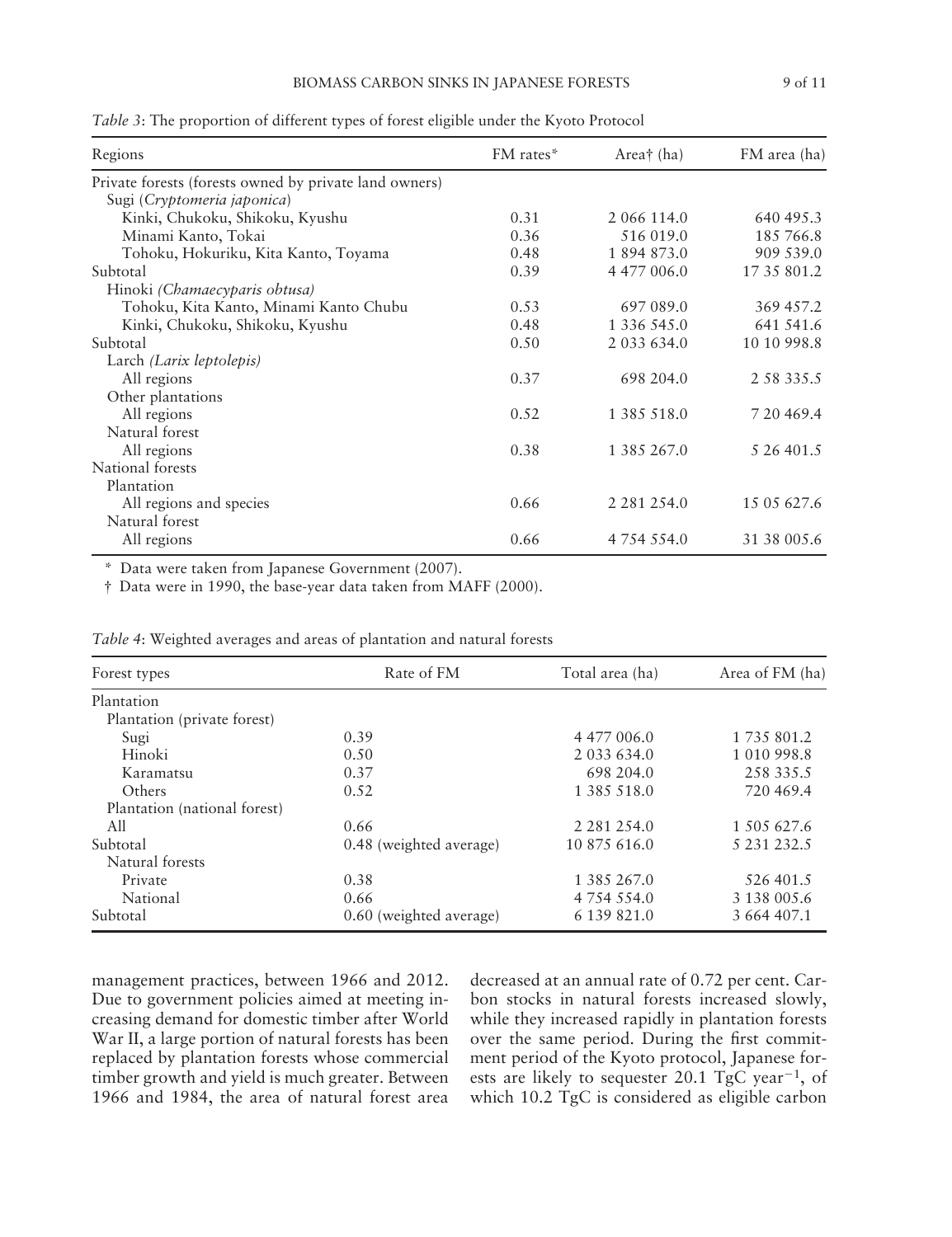*Table 3*: The proportion of different types of forest eligible under the Kyoto Protocol

| Regions | FM rates* | Area† (ha) | FM area (ha) |
|---|---|---|---|
| Private forests (forests owned by private land owners) | | | |
| Sugi (*Cryptomeria japonica*) | | | |
| Kinki, Chukoku, Shikoku, Kyushu | 0.31 | 2 066 114.0 | 640 495.3 |
| Minami Kanto, Tokai | 0.36 | 516 019.0 | 185 766.8 |
| Tohoku, Hokuriku, Kita Kanto, Toyama | 0.48 | 1 894 873.0 | 909 539.0 |
| Subtotal | 0.39 | 4 477 006.0 | 17 35 801.2 |
| Hinoki *(Chamaecyparis obtusa)* | | | |
| Tohoku, Kita Kanto, Minami Kanto Chubu | 0.53 | 697 089.0 | 369 457.2 |
| Kinki, Chukoku, Shikoku, Kyushu | 0.48 | 1 336 545.0 | 641 541.6 |
| Subtotal | 0.50 | 2 033 634.0 | 10 10 998.8 |
| Larch *(Larix leptolepis)* | | | |
| All regions | 0.37 | 698 204.0 | 2 58 335.5 |
| Other plantations | | | |
| All regions | 0.52 | 1 385 518.0 | 7 20 469.4 |
| Natural forest | | | |
| All regions | 0.38 | 1 385 267.0 | 5 26 401.5 |
| National forests | | | |
| Plantation | | | |
| All regions and species | 0.66 | 2 281 254.0 | 15 05 627.6 |
| Natural forest | | | |
| All regions | 0.66 | 4 754 554.0 | 31 38 005.6 |

\* Data were taken from Japanese Government (2007).

† Data were in 1990, the base-year data taken from MAFF (2000).

*Table 4*: Weighted averages and areas of plantation and natural forests

| Forest types | Rate of FM | Total area (ha) | Area of FM (ha) |
|---|---|---|---|
| Plantation | | | |
| Plantation (private forest) | | | |
| Sugi | 0.39 | 4 477 006.0 | 1 735 801.2 |
| Hinoki | 0.50 | 2 033 634.0 | 1 010 998.8 |
| Karamatsu | 0.37 | 698 204.0 | 258 335.5 |
| Others | 0.52 | 1 385 518.0 | 720 469.4 |
| Plantation (national forest) | | | |
| All | 0.66 | 2 281 254.0 | 1 505 627.6 |
| Subtotal | 0.48 (weighted average) | 10 875 616.0 | 5 231 232.5 |
| Natural forests | | | |
| Private | 0.38 | 1 385 267.0 | 526 401.5 |
| National | 0.66 | 4 754 554.0 | 3 138 005.6 |
| Subtotal | 0.60 (weighted average) | 6 139 821.0 | 3 664 407.1 |

management practices, between 1966 and 2012. Due to government policies aimed at meeting increasing demand for domestic timber after World War II, a large portion of natural forests has been replaced by plantation forests whose commercial timber growth and yield is much greater. Between 1966 and 1984, the area of natural forest area decreased at an annual rate of 0.72 per cent. Carbon stocks in natural forests increased slowly, while they increased rapidly in plantation forests over the same period. During the first commitment period of the Kyoto protocol, Japanese forests are likely to sequester 20.1 TgC year$^{-1}$, of which 10.2 TgC is considered as eligible carbon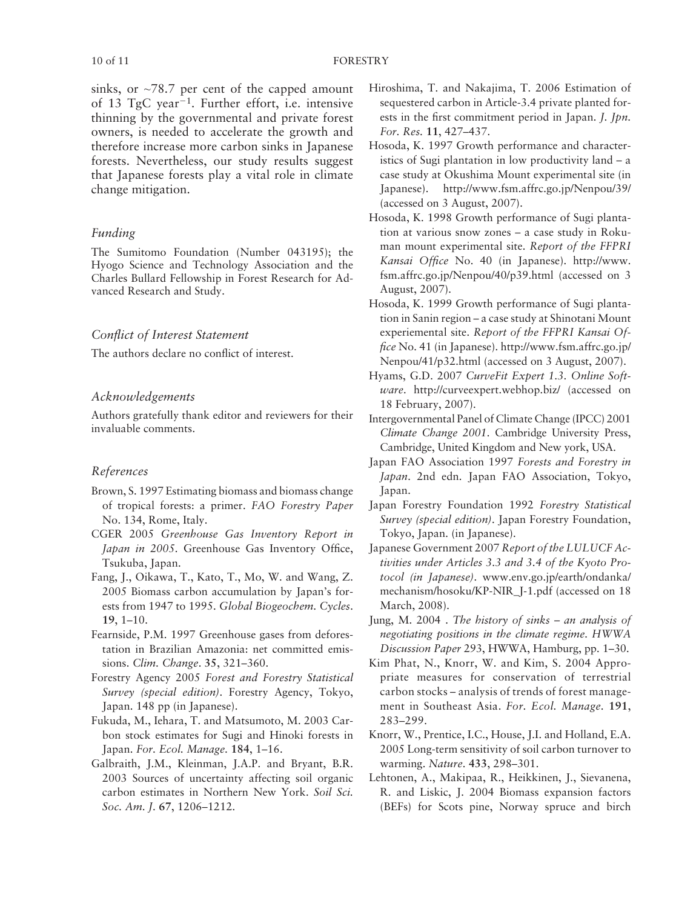sinks, or ~78.7 per cent of the capped amount of 13 TgC year$^{-1}$. Further effort, i.e. intensive thinning by the governmental and private forest owners, is needed to accelerate the growth and therefore increase more carbon sinks in Japanese forests. Nevertheless, our study results suggest that Japanese forests play a vital role in climate change mitigation.

## *Funding*

The Sumitomo Foundation (Number 043195); the Hyogo Science and Technology Association and the Charles Bullard Fellowship in Forest Research for Advanced Research and Study.

## *Conflict of Interest Statement*

The authors declare no conflict of interest.

## *Acknowledgements*

Authors gratefully thank editor and reviewers for their invaluable comments.

## *References*

Brown, S. 1997 Estimating biomass and biomass change of tropical forests: a primer. *FAO Forestry Paper* No. 134, Rome, Italy.

CGER 2005 *Greenhouse Gas Inventory Report in Japan in 2005*. Greenhouse Gas Inventory Office, Tsukuba, Japan.

Fang, J., Oikawa, T., Kato, T., Mo, W. and Wang, Z. 2005 Biomass carbon accumulation by Japan's forests from 1947 to 1995. *Global Biogeochem. Cycles*. **19**, 1–10.

Fearnside, P.M. 1997 Greenhouse gases from deforestation in Brazilian Amazonia: net committed emissions. *Clim. Change*. **35**, 321–360.

Forestry Agency 2005 *Forest and Forestry Statistical Survey (special edition)*. Forestry Agency, Tokyo, Japan. 148 pp (in Japanese).

Fukuda, M., Iehara, T. and Matsumoto, M. 2003 Carbon stock estimates for Sugi and Hinoki forests in Japan. *For. Ecol. Manage*. **184**, 1–16.

Galbraith, J.M., Kleinman, J.A.P. and Bryant, B.R. 2003 Sources of uncertainty affecting soil organic carbon estimates in Northern New York. *Soil Sci. Soc. Am. J*. **67**, 1206–1212.

Hiroshima, T. and Nakajima, T. 2006 Estimation of sequestered carbon in Article-3.4 private planted forests in the first commitment period in Japan. *J. Jpn. For. Res*. **11**, 427–437.

Hosoda, K. 1997 Growth performance and characteristics of Sugi plantation in low productivity land – a case study at Okushima Mount experimental site (in Japanese). http://www.fsm.affrc.go.jp/Nenpou/39/ (accessed on 3 August, 2007).

Hosoda, K. 1998 Growth performance of Sugi plantation at various snow zones – a case study in Rokuman mount experimental site. *Report of the FFPRI Kansai Office* No. 40 (in Japanese). http://www.fsm.affrc.go.jp/Nenpou/40/p39.html (accessed on 3 August, 2007).

Hosoda, K. 1999 Growth performance of Sugi plantation in Sanin region – a case study at Shinotani Mount experiemental site. *Report of the FFPRI Kansai Office* No. 41 (in Japanese). http://www.fsm.affrc.go.jp/Nenpou/41/p32.html (accessed on 3 August, 2007).

Hyams, G.D. 2007 *CurveFit Expert 1.3. Online Software*. http://curveexpert.webhop.biz/ (accessed on 18 February, 2007).

Intergovernmental Panel of Climate Change (IPCC) 2001 *Climate Change 2001*. Cambridge University Press, Cambridge, United Kingdom and New york, USA.

Japan FAO Association 1997 *Forests and Forestry in Japan*. 2nd edn. Japan FAO Association, Tokyo, Japan.

Japan Forestry Foundation 1992 *Forestry Statistical Survey (special edition)*. Japan Forestry Foundation, Tokyo, Japan. (in Japanese).

Japanese Government 2007 *Report of the LULUCF Activities under Articles 3.3 and 3.4 of the Kyoto Protocol (in Japanese)*. www.env.go.jp/earth/ondanka/mechanism/hosoku/KP-NIR_J-1.pdf (accessed on 18 March, 2008).

Jung, M. 2004 . *The history of sinks – an analysis of negotiating positions in the climate regime. HWWA Discussion Paper* 293, HWWA, Hamburg, pp. 1–30.

Kim Phat, N., Knorr, W. and Kim, S. 2004 Appropriate measures for conservation of terrestrial carbon stocks – analysis of trends of forest management in Southeast Asia. *For. Ecol. Manage*. **191**, 283–299.

Knorr, W., Prentice, I.C., House, J.I. and Holland, E.A. 2005 Long-term sensitivity of soil carbon turnover to warming. *Nature*. **433**, 298–301.

Lehtonen, A., Makipaa, R., Heikkinen, J., Sievanena, R. and Liskic, J. 2004 Biomass expansion factors (BEFs) for Scots pine, Norway spruce and birch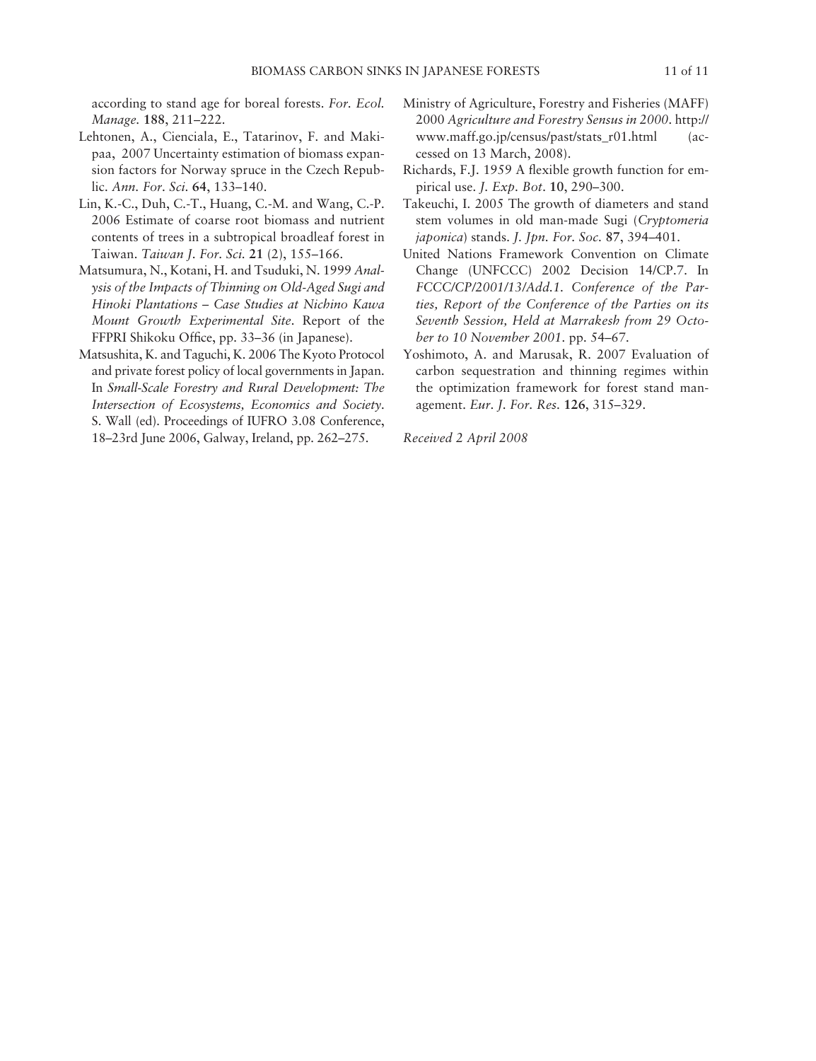according to stand age for boreal forests. *For. Ecol. Manage.* **188**, 211–222.

Lehtonen, A., Cienciala, E., Tatarinov, F. and Makipaa, 2007 Uncertainty estimation of biomass expansion factors for Norway spruce in the Czech Republic. *Ann. For. Sci.* **64**, 133–140.

Lin, K.-C., Duh, C.-T., Huang, C.-M. and Wang, C.-P. 2006 Estimate of coarse root biomass and nutrient contents of trees in a subtropical broadleaf forest in Taiwan. *Taiwan J. For. Sci.* **21** (2), 155–166.

Matsumura, N., Kotani, H. and Tsuduki, N. 1999 *Analysis of the Impacts of Thinning on Old-Aged Sugi and Hinoki Plantations – Case Studies at Nichino Kawa Mount Growth Experimental Site*. Report of the FFPRI Shikoku Office, pp. 33–36 (in Japanese).

Matsushita, K. and Taguchi, K. 2006 The Kyoto Protocol and private forest policy of local governments in Japan. In *Small-Scale Forestry and Rural Development: The Intersection of Ecosystems, Economics and Society*. S. Wall (ed). Proceedings of IUFRO 3.08 Conference, 18–23rd June 2006, Galway, Ireland, pp. 262–275.

Ministry of Agriculture, Forestry and Fisheries (MAFF) 2000 *Agriculture and Forestry Sensus in 2000*. http://www.maff.go.jp/census/past/stats_r01.html (accessed on 13 March, 2008).

Richards, F.J. 1959 A flexible growth function for empirical use. *J. Exp. Bot.* **10**, 290–300.

Takeuchi, I. 2005 The growth of diameters and stand stem volumes in old man-made Sugi (*Cryptomeria japonica*) stands. *J. Jpn. For. Soc.* **87**, 394–401.

United Nations Framework Convention on Climate Change (UNFCCC) 2002 Decision 14/CP.7. In *FCCC/CP/2001/13/Add.1. Conference of the Parties, Report of the Conference of the Parties on its Seventh Session, Held at Marrakesh from 29 October to 10 November 2001*. pp. 54–67.

Yoshimoto, A. and Marusak, R. 2007 Evaluation of carbon sequestration and thinning regimes within the optimization framework for forest stand management. *Eur. J. For. Res.* **126**, 315–329.

*Received 2 April 2008*